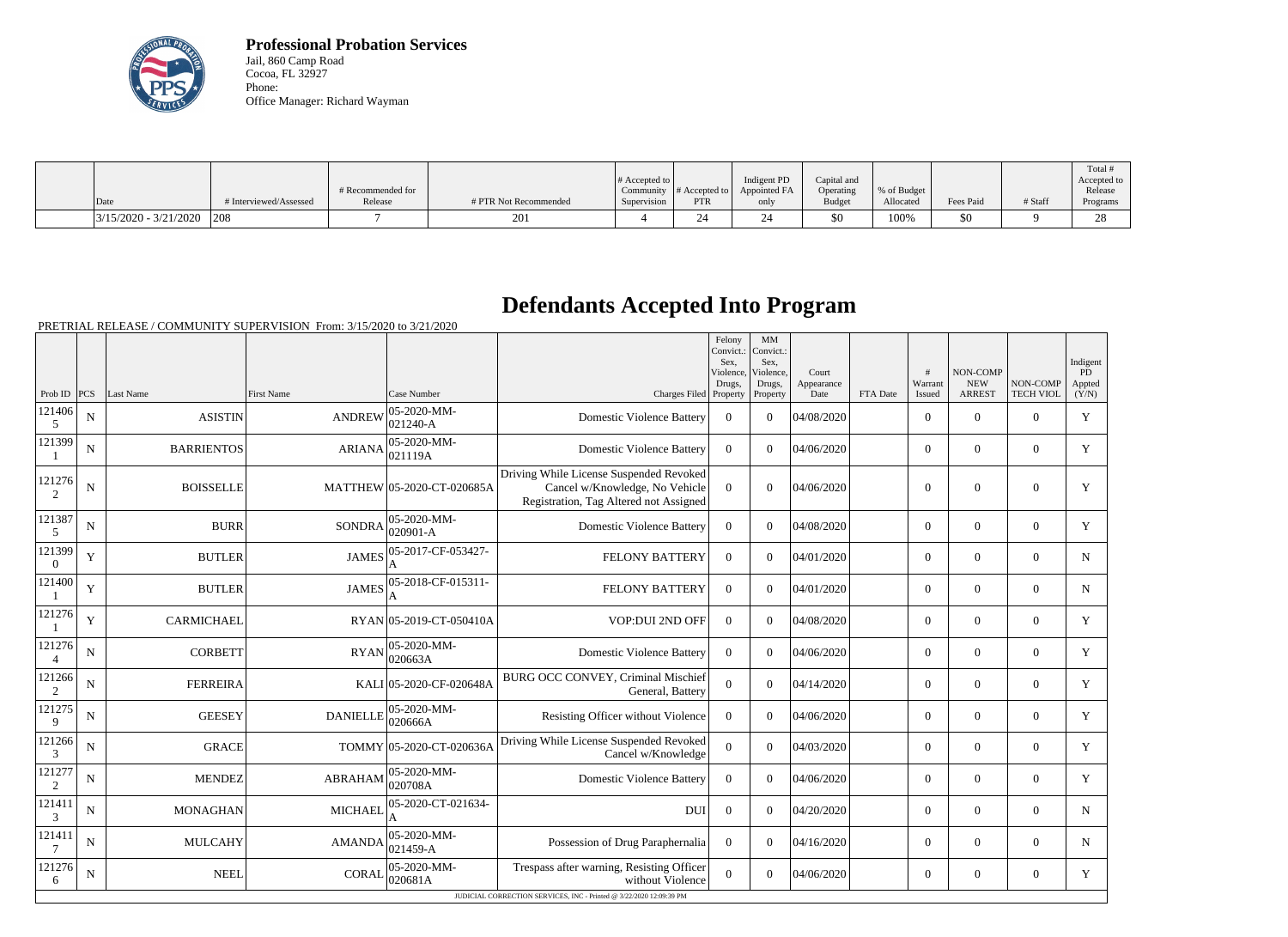**Professional Probation Services**
Jail, 860 Camp Road
Cocoa, FL 32927
Phone:
Office Manager: Richard Wayman

| Date | # Interviewed/Assessed | # Recommended for Release | # PTR Not Recommended | # Accepted to Community Supervision | # Accepted to PTR | Indigent PD Appointed FA only | Capital and Operating Budget | % of Budget Allocated | Fees Paid | # Staff | Total # Accepted to Release Programs |
|---|---|---|---|---|---|---|---|---|---|---|---|
| 3/15/2020 - 3/21/2020 | 208 | 7 | 201 | 4 | 24 | 24 | $0 | 100% | $0 | 9 | 28 |

# Defendants Accepted Into Program

PRETRIAL RELEASE / COMMUNITY SUPERVISION From: 3/15/2020 to 3/21/2020

| Prob ID | PCS | Last Name | First Name | Case Number | Charges Filed | Felony Convict.: Sex, Violence, Drugs, Property | MM Convict.: Sex, Violence, Drugs, Property | Court Appearance Date | FTA Date | # Warrant Issued | NON-COMP NEW ARREST | NON-COMP TECH VIOL | Indigent PD Appted (Y/N) |
|---|---|---|---|---|---|---|---|---|---|---|---|---|---|
| 1214065 | N | ASISTIN | ANDREW | 05-2020-MM-021240-A | Domestic Violence Battery | 0 | 0 | 04/08/2020 | | 0 | 0 | 0 | Y |
| 1213991 | N | BARRIENTOS | ARIANA | 05-2020-MM-021119A | Domestic Violence Battery | 0 | 0 | 04/06/2020 | | 0 | 0 | 0 | Y |
| 1212762 | N | BOISSELLE | MATTHEW | 05-2020-CT-020685A | Driving While License Suspended Revoked Cancel w/Knowledge, No Vehicle Registration, Tag Altered not Assigned | 0 | 0 | 04/06/2020 | | 0 | 0 | 0 | Y |
| 1213875 | N | BURR | SONDRA | 05-2020-MM-020901-A | Domestic Violence Battery | 0 | 0 | 04/08/2020 | | 0 | 0 | 0 | Y |
| 1213990 | Y | BUTLER | JAMES | 05-2017-CF-053427-A | FELONY BATTERY | 0 | 0 | 04/01/2020 | | 0 | 0 | 0 | N |
| 1214001 | Y | BUTLER | JAMES | 05-2018-CF-015311-A | FELONY BATTERY | 0 | 0 | 04/01/2020 | | 0 | 0 | 0 | N |
| 1212761 | Y | CARMICHAEL | RYAN | 05-2019-CT-050410A | VOP:DUI 2ND OFF | 0 | 0 | 04/08/2020 | | 0 | 0 | 0 | Y |
| 1212764 | N | CORBETT | RYAN | 05-2020-MM-020663A | Domestic Violence Battery | 0 | 0 | 04/06/2020 | | 0 | 0 | 0 | Y |
| 1212662 | N | FERREIRA | KALI | 05-2020-CF-020648A | BURG OCC CONVEY, Criminal Mischief General, Battery | 0 | 0 | 04/14/2020 | | 0 | 0 | 0 | Y |
| 1212759 | N | GEESEY | DANIELLE | 05-2020-MM-020666A | Resisting Officer without Violence | 0 | 0 | 04/06/2020 | | 0 | 0 | 0 | Y |
| 1212663 | N | GRACE | TOMMY | 05-2020-CT-020636A | Driving While License Suspended Revoked Cancel w/Knowledge | 0 | 0 | 04/03/2020 | | 0 | 0 | 0 | Y |
| 1212772 | N | MENDEZ | ABRAHAM | 05-2020-MM-020708A | Domestic Violence Battery | 0 | 0 | 04/06/2020 | | 0 | 0 | 0 | Y |
| 1214113 | N | MONAGHAN | MICHAEL | 05-2020-CT-021634-A | DUI | 0 | 0 | 04/20/2020 | | 0 | 0 | 0 | N |
| 1214117 | N | MULCAHY | AMANDA | 05-2020-MM-021459-A | Possession of Drug Paraphernalia | 0 | 0 | 04/16/2020 | | 0 | 0 | 0 | N |
| 1212766 | N | NEEL | CORAL | 05-2020-MM-020681A | Trespass after warning, Resisting Officer without Violence | 0 | 0 | 04/06/2020 | | 0 | 0 | 0 | Y |

JUDICIAL CORRECTION SERVICES, INC - Printed @ 3/22/2020 12:09:39 PM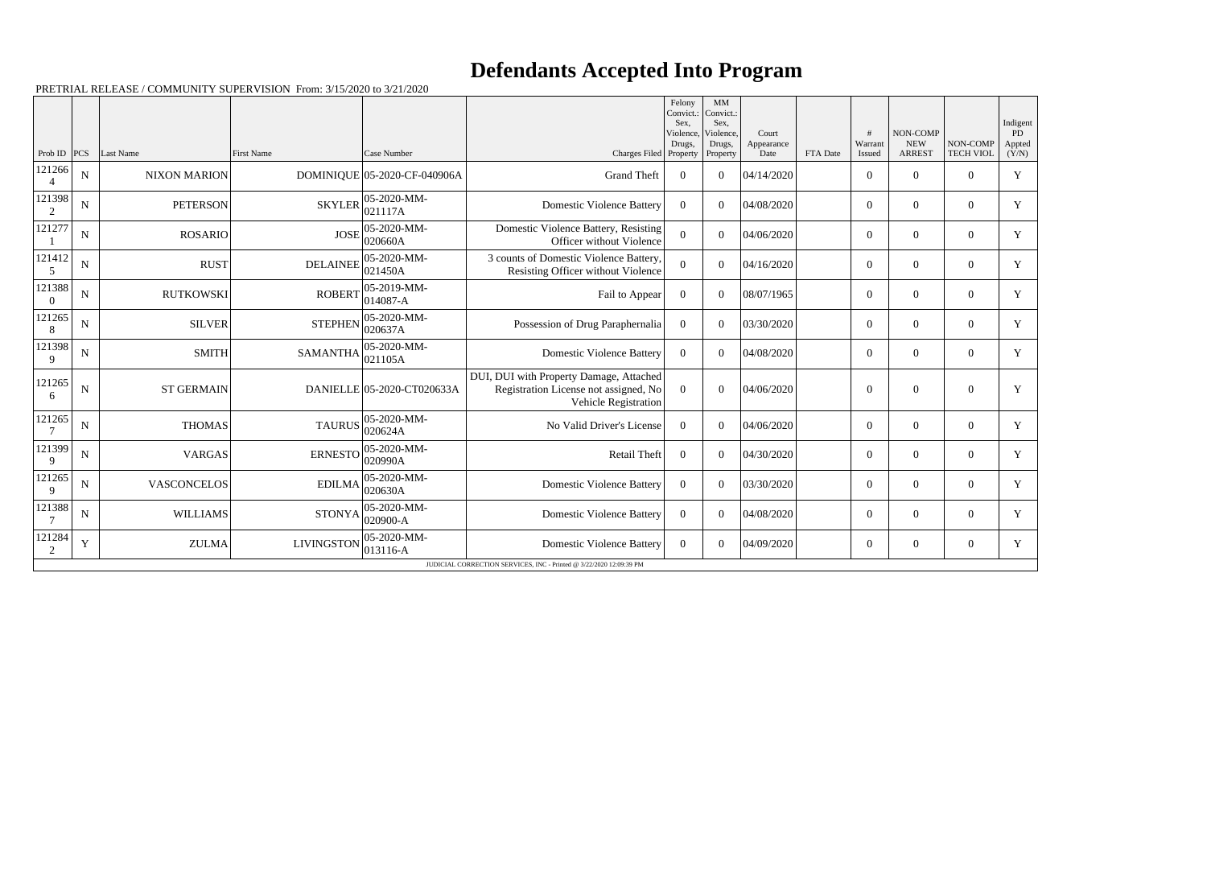# Defendants Accepted Into Program

PRETRIAL RELEASE / COMMUNITY SUPERVISION From: 3/15/2020 to 3/21/2020

| Prob ID | PCS | Last Name | First Name | Case Number | Charges Filed | Felony Convict.: Sex, Violence, Drugs, Property | MM Convict.: Sex, Violence, Drugs, Property | Court Appearance Date | FTA Date | # Warrant Issued | NON-COMP NEW ARREST | NON-COMP TECH VIOL | Indigent PD Appted (Y/N) |
|---|---|---|---|---|---|---|---|---|---|---|---|---|---|
| 1212664 | N | NIXON MARION | DOMINIQUE | 05-2020-CF-040906A | Grand Theft | 0 | 0 | 04/14/2020 | | 0 | 0 | 0 | Y |
| 1213982 | N | PETERSON | SKYLER | 05-2020-MM-021117A | Domestic Violence Battery | 0 | 0 | 04/08/2020 | | 0 | 0 | 0 | Y |
| 1212771 | N | ROSARIO | JOSE | 05-2020-MM-020660A | Domestic Violence Battery, Resisting Officer without Violence | 0 | 0 | 04/06/2020 | | 0 | 0 | 0 | Y |
| 1214125 | N | RUST | DELAINEE | 05-2020-MM-021450A | 3 counts of Domestic Violence Battery, Resisting Officer without Violence | 0 | 0 | 04/16/2020 | | 0 | 0 | 0 | Y |
| 1213880 | N | RUTKOWSKI | ROBERT | 05-2019-MM-014087-A | Fail to Appear | 0 | 0 | 08/07/1965 | | 0 | 0 | 0 | Y |
| 1212658 | N | SILVER | STEPHEN | 05-2020-MM-020637A | Possession of Drug Paraphernalia | 0 | 0 | 03/30/2020 | | 0 | 0 | 0 | Y |
| 1213989 | N | SMITH | SAMANTHA | 05-2020-MM-021105A | Domestic Violence Battery | 0 | 0 | 04/08/2020 | | 0 | 0 | 0 | Y |
| 1212656 | N | ST GERMAIN | DANIELLE | 05-2020-CT020633A | DUI, DUI with Property Damage, Attached Registration License not assigned, No Vehicle Registration | 0 | 0 | 04/06/2020 | | 0 | 0 | 0 | Y |
| 1212657 | N | THOMAS | TAURUS | 05-2020-MM-020624A | No Valid Driver's License | 0 | 0 | 04/06/2020 | | 0 | 0 | 0 | Y |
| 1213999 | N | VARGAS | ERNESTO | 05-2020-MM-020990A | Retail Theft | 0 | 0 | 04/30/2020 | | 0 | 0 | 0 | Y |
| 1212659 | N | VASCONCELOS | EDILMA | 05-2020-MM-020630A | Domestic Violence Battery | 0 | 0 | 03/30/2020 | | 0 | 0 | 0 | Y |
| 1213887 | N | WILLIAMS | STONYA | 05-2020-MM-020900-A | Domestic Violence Battery | 0 | 0 | 04/08/2020 | | 0 | 0 | 0 | Y |
| 1212842 | Y | ZULMA | LIVINGSTON | 05-2020-MM-013116-A | Domestic Violence Battery | 0 | 0 | 04/09/2020 | | 0 | 0 | 0 | Y |

JUDICIAL CORRECTION SERVICES, INC - Printed @ 3/22/2020 12:09:39 PM